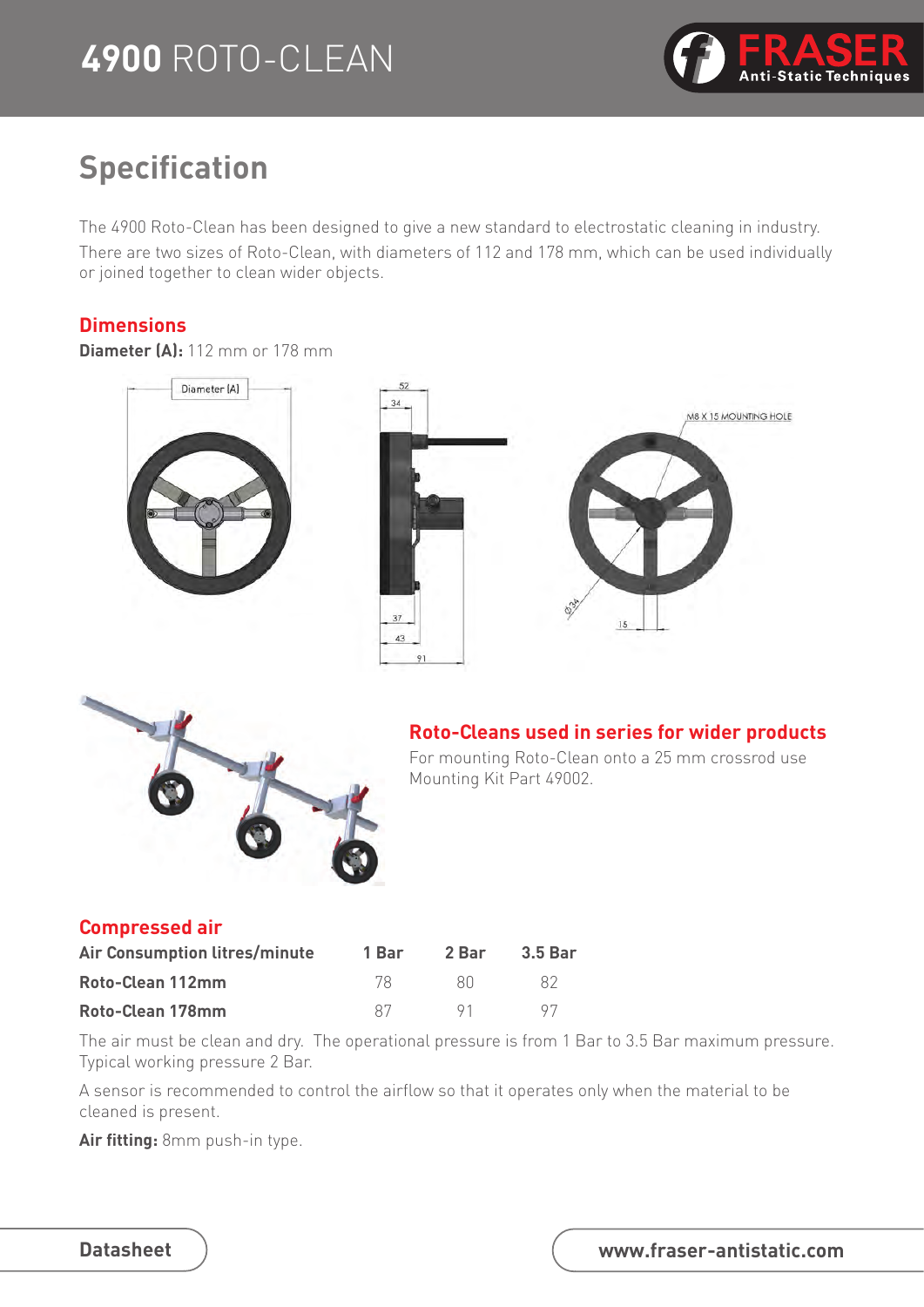# 4900 ROTO-CLEAN

## Specification

The 4900 Roto-Clean has been designed to give a new standard to electrostatic cleaning in industry. There are two sizes of Roto-Clean, with diameters of 112 and 178 mm, which can be used individually or joined together to clean wider objects.

### Dimensions

**Diameter (A):** 112 mm or 178 mm

### Roto-Cleans used in series for wider products

For mounting Roto-Clean onto a 25 mm crossrod use Mounting Kit Part 49002.

### Compressed air

| Air Consumption litres/minute | 1 Bar | 2 Bar | 3.5 Bar |
|---|---|---|---|
| Roto-Clean 112mm | 78 | 80 | 82 |
| Roto-Clean 178mm | 87 | 91 | 97 |

The air must be clean and dry. The operational pressure is from 1 Bar to 3.5 Bar maximum pressure. Typical working pressure 2 Bar.

A sensor is recommended to control the airflow so that it operates only when the material to be cleaned is present.

**Air fitting:** 8mm push-in type.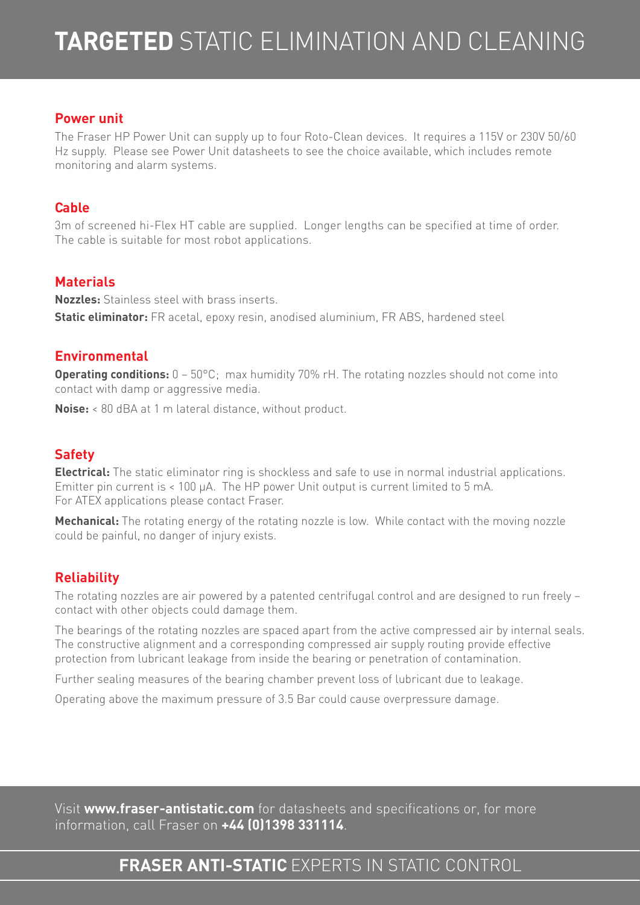# **TARGETED** STATIC ELIMINATION AND CLEANING

## Power unit

The Fraser HP Power Unit can supply up to four Roto-Clean devices. It requires a 115V or 230V 50/60 Hz supply. Please see Power Unit datasheets to see the choice available, which includes remote monitoring and alarm systems.

## Cable

3m of screened hi-Flex HT cable are supplied. Longer lengths can be specified at time of order. The cable is suitable for most robot applications.

## Materials

**Nozzles:** Stainless steel with brass inserts.

**Static eliminator:** FR acetal, epoxy resin, anodised aluminium, FR ABS, hardened steel

## Environmental

**Operating conditions:** 0 – 50°C; max humidity 70% rH. The rotating nozzles should not come into contact with damp or aggressive media.

**Noise:** < 80 dBA at 1 m lateral distance, without product.

## Safety

**Electrical:** The static eliminator ring is shockless and safe to use in normal industrial applications. Emitter pin current is < 100 μA. The HP power Unit output is current limited to 5 mA. For ATEX applications please contact Fraser.

**Mechanical:** The rotating energy of the rotating nozzle is low. While contact with the moving nozzle could be painful, no danger of injury exists.

## Reliability

The rotating nozzles are air powered by a patented centrifugal control and are designed to run freely – contact with other objects could damage them.

The bearings of the rotating nozzles are spaced apart from the active compressed air by internal seals. The constructive alignment and a corresponding compressed air supply routing provide effective protection from lubricant leakage from inside the bearing or penetration of contamination.

Further sealing measures of the bearing chamber prevent loss of lubricant due to leakage.

Operating above the maximum pressure of 3.5 Bar could cause overpressure damage.

Visit **www.fraser-antistatic.com** for datasheets and specifications or, for more information, call Fraser on **+44 (0)1398 331114**.

**FRASER ANTI-STATIC** EXPERTS IN STATIC CONTROL